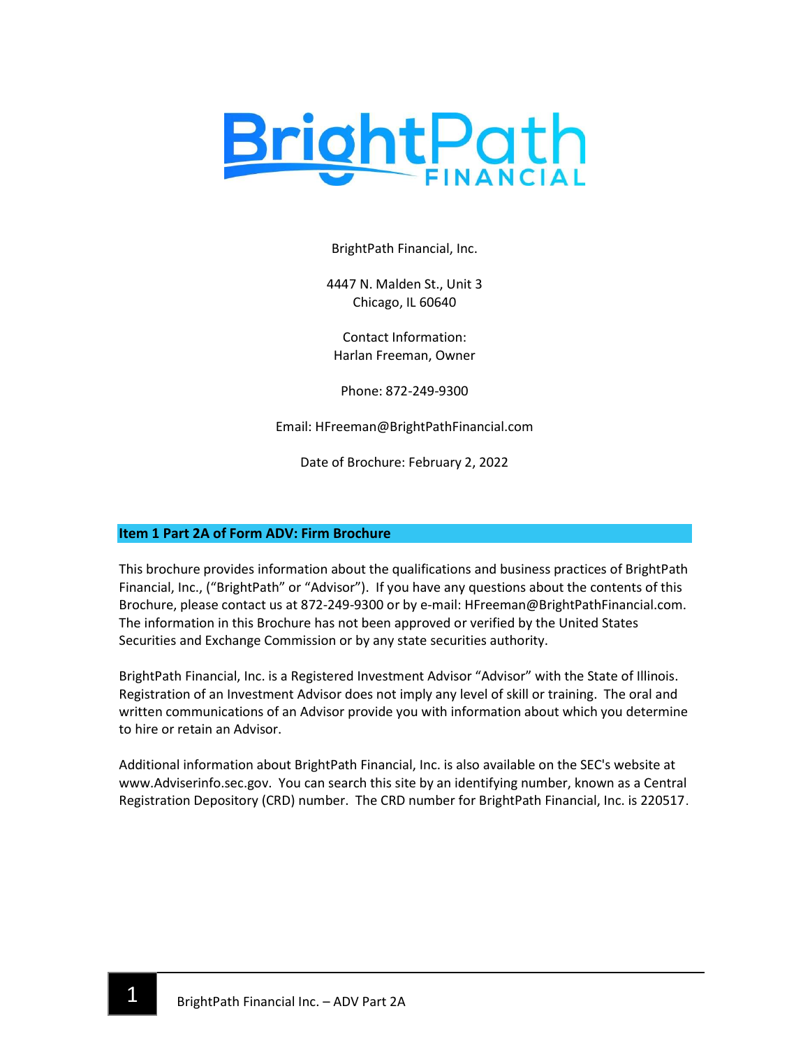BrightPath Financial, Inc.

4447 N. Malden St., Unit 3
Chicago, IL 60640

Contact Information:
Harlan Freeman, Owner

Phone: 872-249-9300

Email: HFreeman@BrightPathFinancial.com

Date of Brochure: February 2, 2022

## Item 1 Part 2A of Form ADV: Firm Brochure

This brochure provides information about the qualifications and business practices of BrightPath Financial, Inc., ("BrightPath" or "Advisor"). If you have any questions about the contents of this Brochure, please contact us at 872-249-9300 or by e-mail: HFreeman@BrightPathFinancial.com. The information in this Brochure has not been approved or verified by the United States Securities and Exchange Commission or by any state securities authority.

BrightPath Financial, Inc. is a Registered Investment Advisor "Advisor" with the State of Illinois. Registration of an Investment Advisor does not imply any level of skill or training. The oral and written communications of an Advisor provide you with information about which you determine to hire or retain an Advisor.

Additional information about BrightPath Financial, Inc. is also available on the SEC's website at www.Adviserinfo.sec.gov. You can search this site by an identifying number, known as a Central Registration Depository (CRD) number. The CRD number for BrightPath Financial, Inc. is 220517.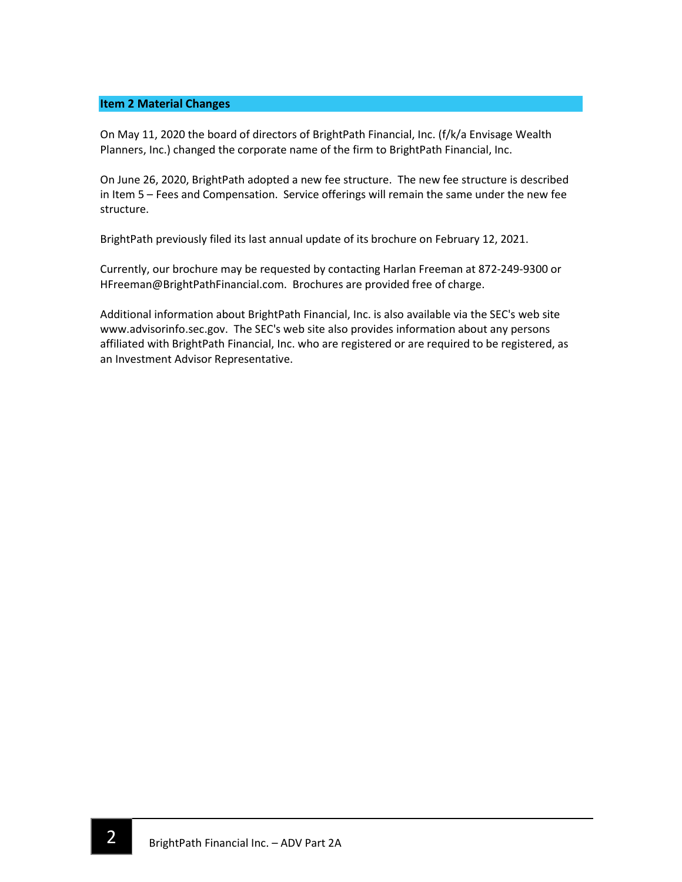## Item 2 Material Changes

On May 11, 2020 the board of directors of BrightPath Financial, Inc. (f/k/a Envisage Wealth Planners, Inc.) changed the corporate name of the firm to BrightPath Financial, Inc.

On June 26, 2020, BrightPath adopted a new fee structure. The new fee structure is described in Item 5 – Fees and Compensation. Service offerings will remain the same under the new fee structure.

BrightPath previously filed its last annual update of its brochure on February 12, 2021.

Currently, our brochure may be requested by contacting Harlan Freeman at 872-249-9300 or HFreeman@BrightPathFinancial.com. Brochures are provided free of charge.

Additional information about BrightPath Financial, Inc. is also available via the SEC's web site www.advisorinfo.sec.gov. The SEC's web site also provides information about any persons affiliated with BrightPath Financial, Inc. who are registered or are required to be registered, as an Investment Advisor Representative.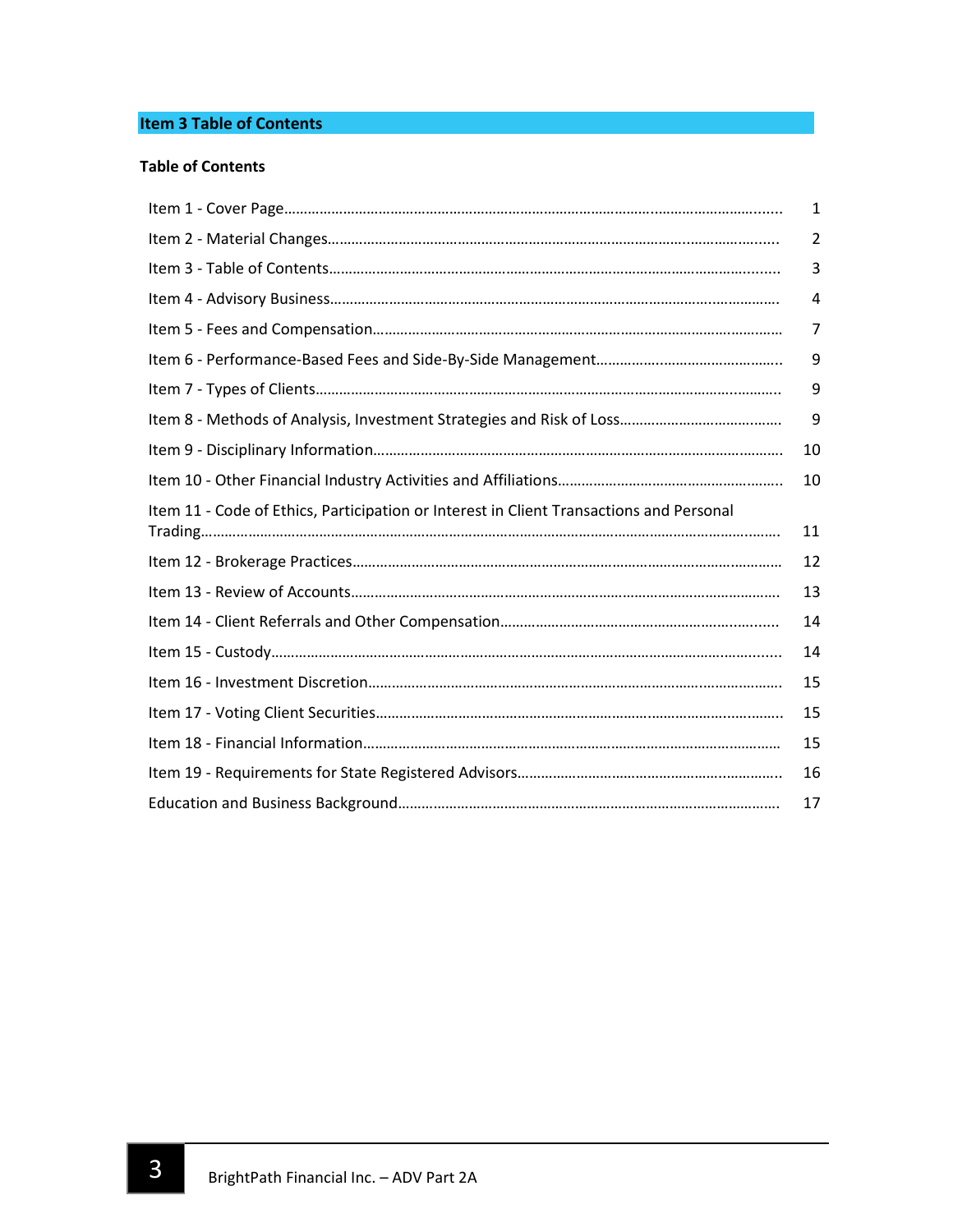## Item 3 Table of Contents

**Table of Contents**

| | |
|---|---|
| Item 1 - Cover Page | 1 |
| Item 2 - Material Changes | 2 |
| Item 3 - Table of Contents | 3 |
| Item 4 - Advisory Business | 4 |
| Item 5 - Fees and Compensation | 7 |
| Item 6 - Performance-Based Fees and Side-By-Side Management | 9 |
| Item 7 - Types of Clients | 9 |
| Item 8 - Methods of Analysis, Investment Strategies and Risk of Loss | 9 |
| Item 9 - Disciplinary Information | 10 |
| Item 10 - Other Financial Industry Activities and Affiliations | 10 |
| Item 11 - Code of Ethics, Participation or Interest in Client Transactions and Personal Trading | 11 |
| Item 12 - Brokerage Practices | 12 |
| Item 13 - Review of Accounts | 13 |
| Item 14 - Client Referrals and Other Compensation | 14 |
| Item 15 - Custody | 14 |
| Item 16 - Investment Discretion | 15 |
| Item 17 - Voting Client Securities | 15 |
| Item 18 - Financial Information | 15 |
| Item 19 - Requirements for State Registered Advisors | 16 |
| Education and Business Background | 17 |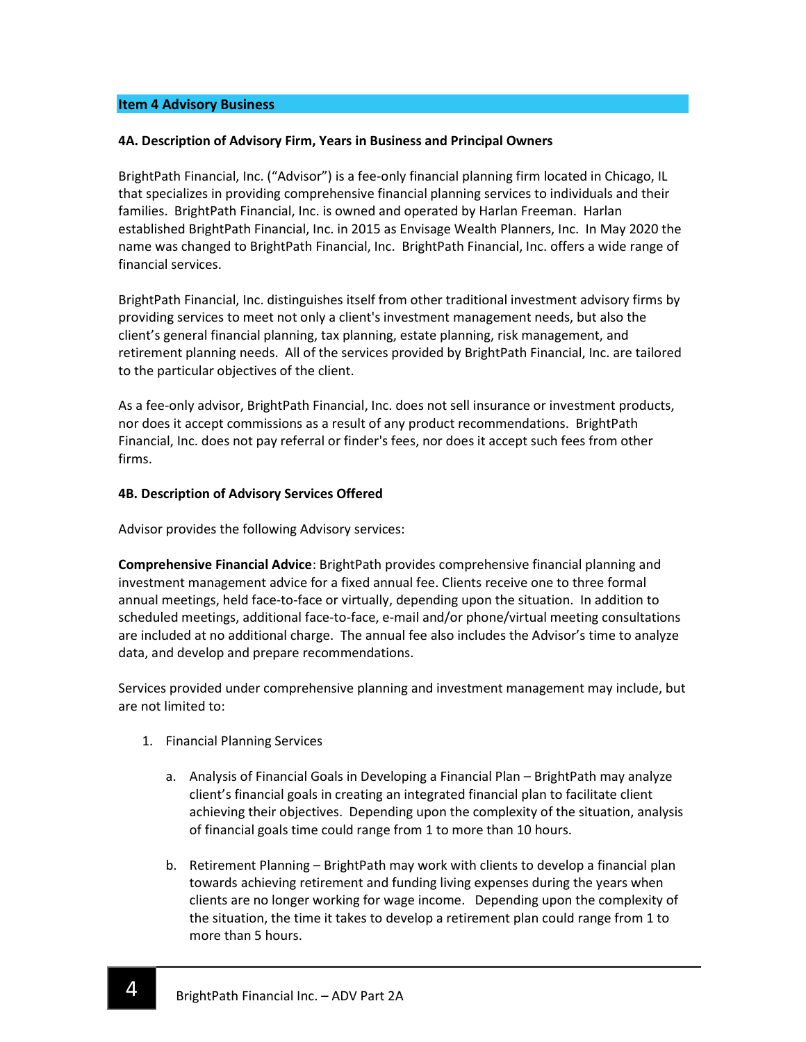## Item 4 Advisory Business

### 4A. Description of Advisory Firm, Years in Business and Principal Owners

BrightPath Financial, Inc. ("Advisor") is a fee-only financial planning firm located in Chicago, IL that specializes in providing comprehensive financial planning services to individuals and their families. BrightPath Financial, Inc. is owned and operated by Harlan Freeman. Harlan established BrightPath Financial, Inc. in 2015 as Envisage Wealth Planners, Inc. In May 2020 the name was changed to BrightPath Financial, Inc. BrightPath Financial, Inc. offers a wide range of financial services.

BrightPath Financial, Inc. distinguishes itself from other traditional investment advisory firms by providing services to meet not only a client's investment management needs, but also the client's general financial planning, tax planning, estate planning, risk management, and retirement planning needs. All of the services provided by BrightPath Financial, Inc. are tailored to the particular objectives of the client.

As a fee-only advisor, BrightPath Financial, Inc. does not sell insurance or investment products, nor does it accept commissions as a result of any product recommendations. BrightPath Financial, Inc. does not pay referral or finder's fees, nor does it accept such fees from other firms.

### 4B. Description of Advisory Services Offered

Advisor provides the following Advisory services:

**Comprehensive Financial Advice**: BrightPath provides comprehensive financial planning and investment management advice for a fixed annual fee. Clients receive one to three formal annual meetings, held face-to-face or virtually, depending upon the situation. In addition to scheduled meetings, additional face-to-face, e-mail and/or phone/virtual meeting consultations are included at no additional charge. The annual fee also includes the Advisor's time to analyze data, and develop and prepare recommendations.

Services provided under comprehensive planning and investment management may include, but are not limited to:

1. Financial Planning Services

    a. Analysis of Financial Goals in Developing a Financial Plan – BrightPath may analyze client's financial goals in creating an integrated financial plan to facilitate client achieving their objectives. Depending upon the complexity of the situation, analysis of financial goals time could range from 1 to more than 10 hours.

    b. Retirement Planning – BrightPath may work with clients to develop a financial plan towards achieving retirement and funding living expenses during the years when clients are no longer working for wage income. Depending upon the complexity of the situation, the time it takes to develop a retirement plan could range from 1 to more than 5 hours.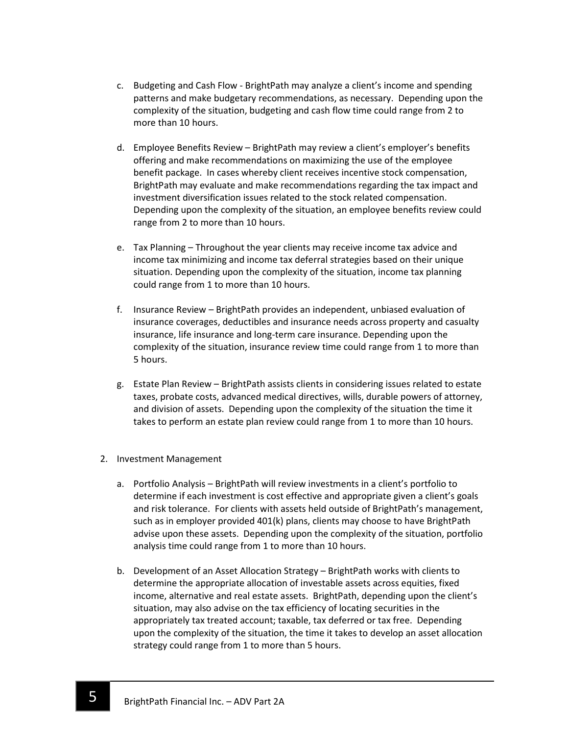c. Budgeting and Cash Flow - BrightPath may analyze a client's income and spending patterns and make budgetary recommendations, as necessary. Depending upon the complexity of the situation, budgeting and cash flow time could range from 2 to more than 10 hours.

d. Employee Benefits Review – BrightPath may review a client's employer's benefits offering and make recommendations on maximizing the use of the employee benefit package. In cases whereby client receives incentive stock compensation, BrightPath may evaluate and make recommendations regarding the tax impact and investment diversification issues related to the stock related compensation. Depending upon the complexity of the situation, an employee benefits review could range from 2 to more than 10 hours.

e. Tax Planning – Throughout the year clients may receive income tax advice and income tax minimizing and income tax deferral strategies based on their unique situation. Depending upon the complexity of the situation, income tax planning could range from 1 to more than 10 hours.

f. Insurance Review – BrightPath provides an independent, unbiased evaluation of insurance coverages, deductibles and insurance needs across property and casualty insurance, life insurance and long-term care insurance. Depending upon the complexity of the situation, insurance review time could range from 1 to more than 5 hours.

g. Estate Plan Review – BrightPath assists clients in considering issues related to estate taxes, probate costs, advanced medical directives, wills, durable powers of attorney, and division of assets. Depending upon the complexity of the situation the time it takes to perform an estate plan review could range from 1 to more than 10 hours.

2. Investment Management

   a. Portfolio Analysis – BrightPath will review investments in a client's portfolio to determine if each investment is cost effective and appropriate given a client's goals and risk tolerance. For clients with assets held outside of BrightPath's management, such as in employer provided 401(k) plans, clients may choose to have BrightPath advise upon these assets. Depending upon the complexity of the situation, portfolio analysis time could range from 1 to more than 10 hours.

   b. Development of an Asset Allocation Strategy – BrightPath works with clients to determine the appropriate allocation of investable assets across equities, fixed income, alternative and real estate assets. BrightPath, depending upon the client's situation, may also advise on the tax efficiency of locating securities in the appropriately tax treated account; taxable, tax deferred or tax free. Depending upon the complexity of the situation, the time it takes to develop an asset allocation strategy could range from 1 to more than 5 hours.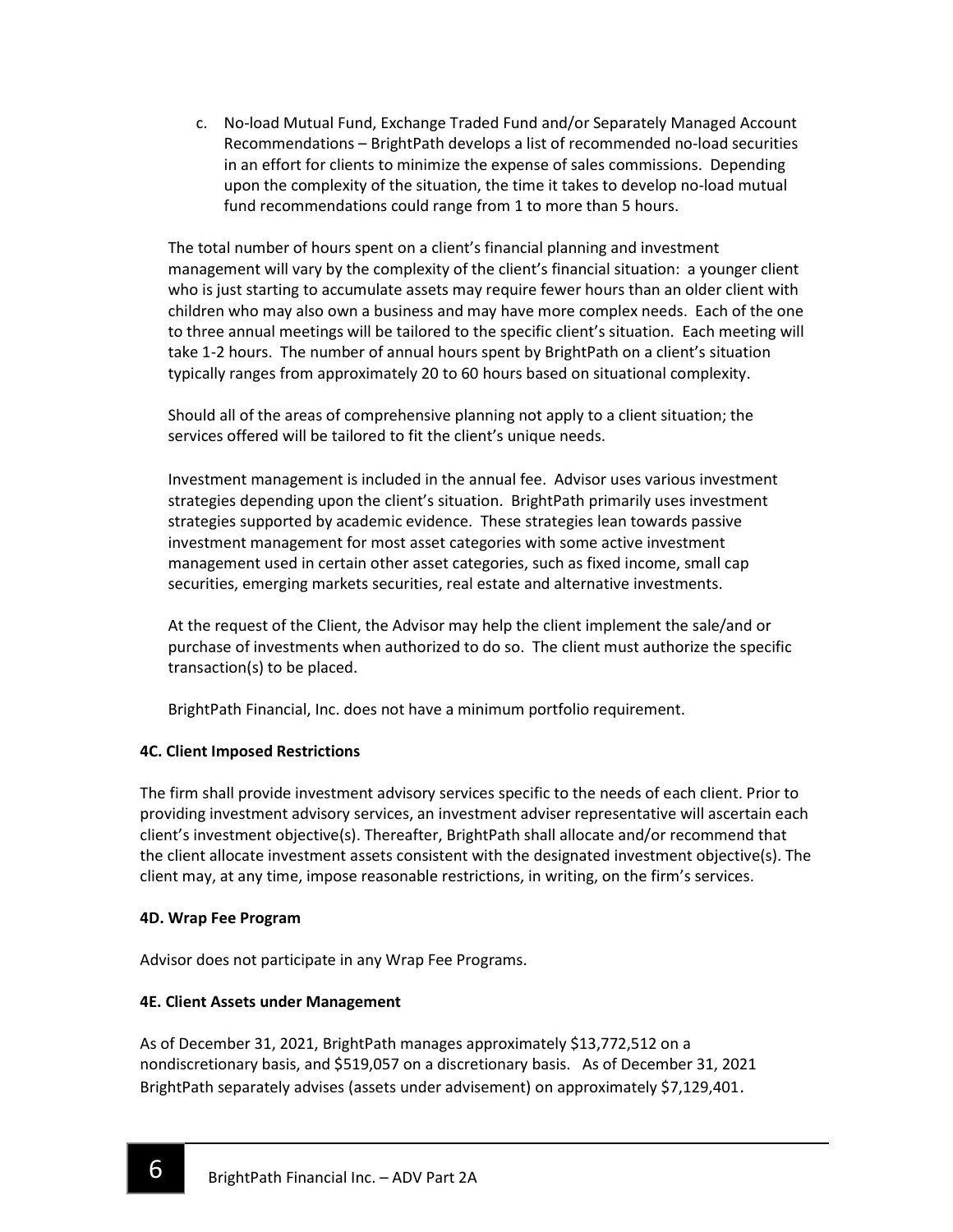c. No-load Mutual Fund, Exchange Traded Fund and/or Separately Managed Account Recommendations – BrightPath develops a list of recommended no-load securities in an effort for clients to minimize the expense of sales commissions. Depending upon the complexity of the situation, the time it takes to develop no-load mutual fund recommendations could range from 1 to more than 5 hours.

The total number of hours spent on a client's financial planning and investment management will vary by the complexity of the client's financial situation: a younger client who is just starting to accumulate assets may require fewer hours than an older client with children who may also own a business and may have more complex needs. Each of the one to three annual meetings will be tailored to the specific client's situation. Each meeting will take 1-2 hours. The number of annual hours spent by BrightPath on a client's situation typically ranges from approximately 20 to 60 hours based on situational complexity.

Should all of the areas of comprehensive planning not apply to a client situation; the services offered will be tailored to fit the client's unique needs.

Investment management is included in the annual fee. Advisor uses various investment strategies depending upon the client's situation. BrightPath primarily uses investment strategies supported by academic evidence. These strategies lean towards passive investment management for most asset categories with some active investment management used in certain other asset categories, such as fixed income, small cap securities, emerging markets securities, real estate and alternative investments.

At the request of the Client, the Advisor may help the client implement the sale/and or purchase of investments when authorized to do so. The client must authorize the specific transaction(s) to be placed.

BrightPath Financial, Inc. does not have a minimum portfolio requirement.

**4C. Client Imposed Restrictions**

The firm shall provide investment advisory services specific to the needs of each client. Prior to providing investment advisory services, an investment adviser representative will ascertain each client's investment objective(s). Thereafter, BrightPath shall allocate and/or recommend that the client allocate investment assets consistent with the designated investment objective(s). The client may, at any time, impose reasonable restrictions, in writing, on the firm's services.

**4D. Wrap Fee Program**

Advisor does not participate in any Wrap Fee Programs.

**4E. Client Assets under Management**

As of December 31, 2021, BrightPath manages approximately $13,772,512 on a nondiscretionary basis, and $519,057 on a discretionary basis. As of December 31, 2021 BrightPath separately advises (assets under advisement) on approximately $7,129,401.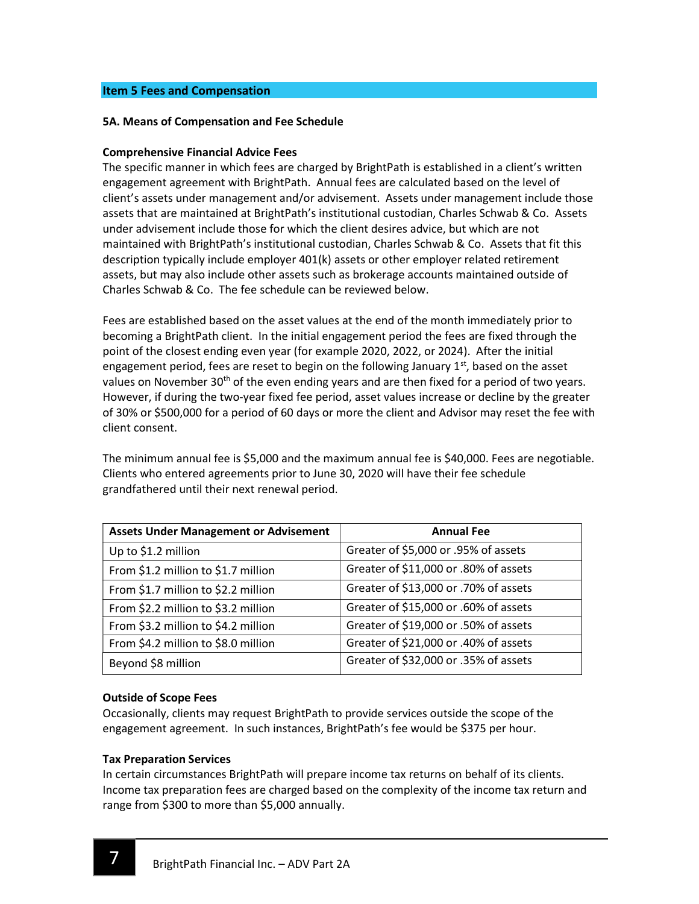## Item 5 Fees and Compensation

### 5A. Means of Compensation and Fee Schedule

**Comprehensive Financial Advice Fees**

The specific manner in which fees are charged by BrightPath is established in a client's written engagement agreement with BrightPath. Annual fees are calculated based on the level of client's assets under management and/or advisement. Assets under management include those assets that are maintained at BrightPath's institutional custodian, Charles Schwab & Co. Assets under advisement include those for which the client desires advice, but which are not maintained with BrightPath's institutional custodian, Charles Schwab & Co. Assets that fit this description typically include employer 401(k) assets or other employer related retirement assets, but may also include other assets such as brokerage accounts maintained outside of Charles Schwab & Co. The fee schedule can be reviewed below.

Fees are established based on the asset values at the end of the month immediately prior to becoming a BrightPath client. In the initial engagement period the fees are fixed through the point of the closest ending even year (for example 2020, 2022, or 2024). After the initial engagement period, fees are reset to begin on the following January 1st, based on the asset values on November 30th of the even ending years and are then fixed for a period of two years. However, if during the two-year fixed fee period, asset values increase or decline by the greater of 30% or $500,000 for a period of 60 days or more the client and Advisor may reset the fee with client consent.

The minimum annual fee is $5,000 and the maximum annual fee is $40,000. Fees are negotiable. Clients who entered agreements prior to June 30, 2020 will have their fee schedule grandfathered until their next renewal period.

| Assets Under Management or Advisement | Annual Fee |
|---|---|
| Up to $1.2 million | Greater of $5,000 or .95% of assets |
| From $1.2 million to $1.7 million | Greater of $11,000 or .80% of assets |
| From $1.7 million to $2.2 million | Greater of $13,000 or .70% of assets |
| From $2.2 million to $3.2 million | Greater of $15,000 or .60% of assets |
| From $3.2 million to $4.2 million | Greater of $19,000 or .50% of assets |
| From $4.2 million to $8.0 million | Greater of $21,000 or .40% of assets |
| Beyond $8 million | Greater of $32,000 or .35% of assets |

**Outside of Scope Fees**

Occasionally, clients may request BrightPath to provide services outside the scope of the engagement agreement. In such instances, BrightPath's fee would be $375 per hour.

**Tax Preparation Services**

In certain circumstances BrightPath will prepare income tax returns on behalf of its clients. Income tax preparation fees are charged based on the complexity of the income tax return and range from $300 to more than $5,000 annually.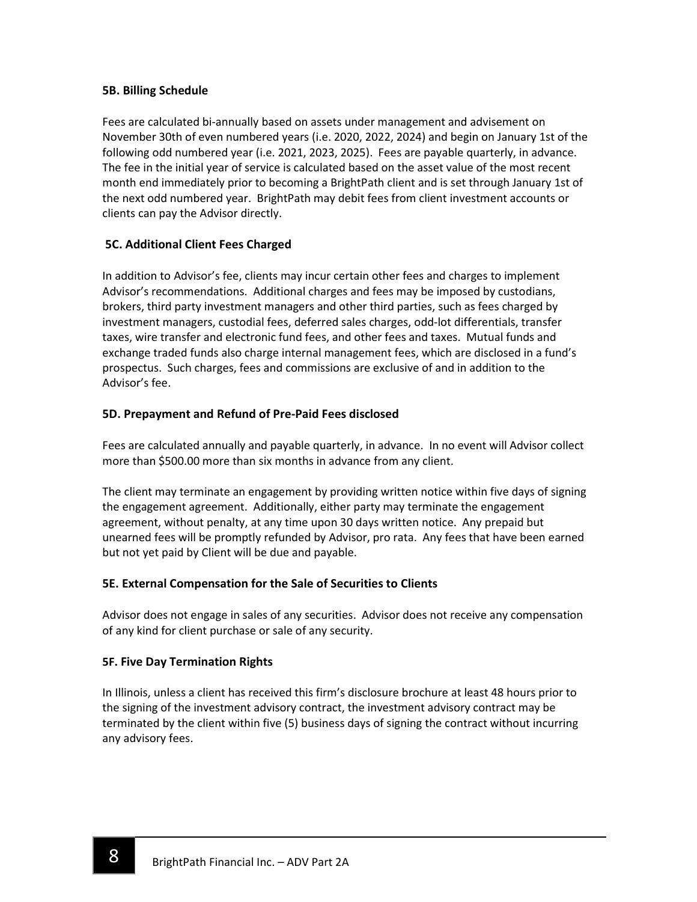### 5B. Billing Schedule

Fees are calculated bi-annually based on assets under management and advisement on November 30th of even numbered years (i.e. 2020, 2022, 2024) and begin on January 1st of the following odd numbered year (i.e. 2021, 2023, 2025). Fees are payable quarterly, in advance. The fee in the initial year of service is calculated based on the asset value of the most recent month end immediately prior to becoming a BrightPath client and is set through January 1st of the next odd numbered year. BrightPath may debit fees from client investment accounts or clients can pay the Advisor directly.

### 5C. Additional Client Fees Charged

In addition to Advisor's fee, clients may incur certain other fees and charges to implement Advisor's recommendations. Additional charges and fees may be imposed by custodians, brokers, third party investment managers and other third parties, such as fees charged by investment managers, custodial fees, deferred sales charges, odd-lot differentials, transfer taxes, wire transfer and electronic fund fees, and other fees and taxes. Mutual funds and exchange traded funds also charge internal management fees, which are disclosed in a fund's prospectus. Such charges, fees and commissions are exclusive of and in addition to the Advisor's fee.

### 5D. Prepayment and Refund of Pre-Paid Fees disclosed

Fees are calculated annually and payable quarterly, in advance. In no event will Advisor collect more than $500.00 more than six months in advance from any client.

The client may terminate an engagement by providing written notice within five days of signing the engagement agreement. Additionally, either party may terminate the engagement agreement, without penalty, at any time upon 30 days written notice. Any prepaid but unearned fees will be promptly refunded by Advisor, pro rata. Any fees that have been earned but not yet paid by Client will be due and payable.

### 5E. External Compensation for the Sale of Securities to Clients

Advisor does not engage in sales of any securities. Advisor does not receive any compensation of any kind for client purchase or sale of any security.

### 5F. Five Day Termination Rights

In Illinois, unless a client has received this firm's disclosure brochure at least 48 hours prior to the signing of the investment advisory contract, the investment advisory contract may be terminated by the client within five (5) business days of signing the contract without incurring any advisory fees.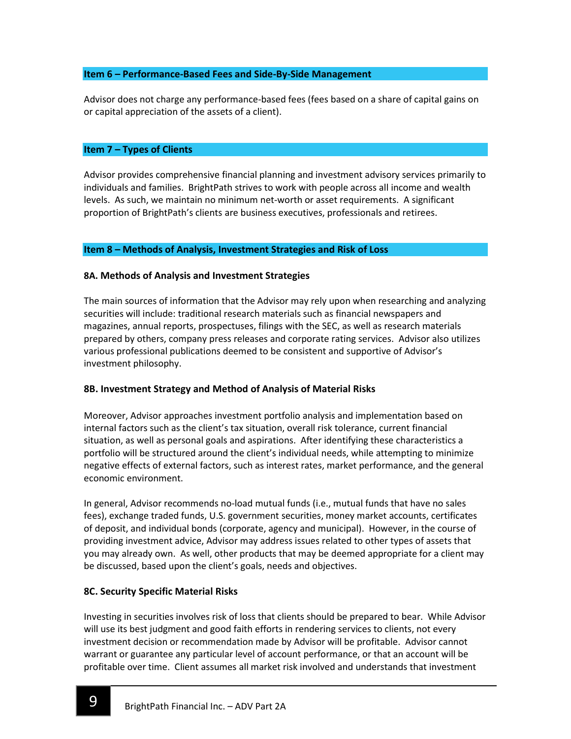## Item 6 – Performance-Based Fees and Side-By-Side Management

Advisor does not charge any performance-based fees (fees based on a share of capital gains on or capital appreciation of the assets of a client).

## Item 7 – Types of Clients

Advisor provides comprehensive financial planning and investment advisory services primarily to individuals and families. BrightPath strives to work with people across all income and wealth levels. As such, we maintain no minimum net-worth or asset requirements. A significant proportion of BrightPath's clients are business executives, professionals and retirees.

## Item 8 – Methods of Analysis, Investment Strategies and Risk of Loss

### 8A. Methods of Analysis and Investment Strategies

The main sources of information that the Advisor may rely upon when researching and analyzing securities will include: traditional research materials such as financial newspapers and magazines, annual reports, prospectuses, filings with the SEC, as well as research materials prepared by others, company press releases and corporate rating services. Advisor also utilizes various professional publications deemed to be consistent and supportive of Advisor's investment philosophy.

### 8B. Investment Strategy and Method of Analysis of Material Risks

Moreover, Advisor approaches investment portfolio analysis and implementation based on internal factors such as the client's tax situation, overall risk tolerance, current financial situation, as well as personal goals and aspirations. After identifying these characteristics a portfolio will be structured around the client's individual needs, while attempting to minimize negative effects of external factors, such as interest rates, market performance, and the general economic environment.

In general, Advisor recommends no-load mutual funds (i.e., mutual funds that have no sales fees), exchange traded funds, U.S. government securities, money market accounts, certificates of deposit, and individual bonds (corporate, agency and municipal). However, in the course of providing investment advice, Advisor may address issues related to other types of assets that you may already own. As well, other products that may be deemed appropriate for a client may be discussed, based upon the client's goals, needs and objectives.

### 8C. Security Specific Material Risks

Investing in securities involves risk of loss that clients should be prepared to bear. While Advisor will use its best judgment and good faith efforts in rendering services to clients, not every investment decision or recommendation made by Advisor will be profitable. Advisor cannot warrant or guarantee any particular level of account performance, or that an account will be profitable over time. Client assumes all market risk involved and understands that investment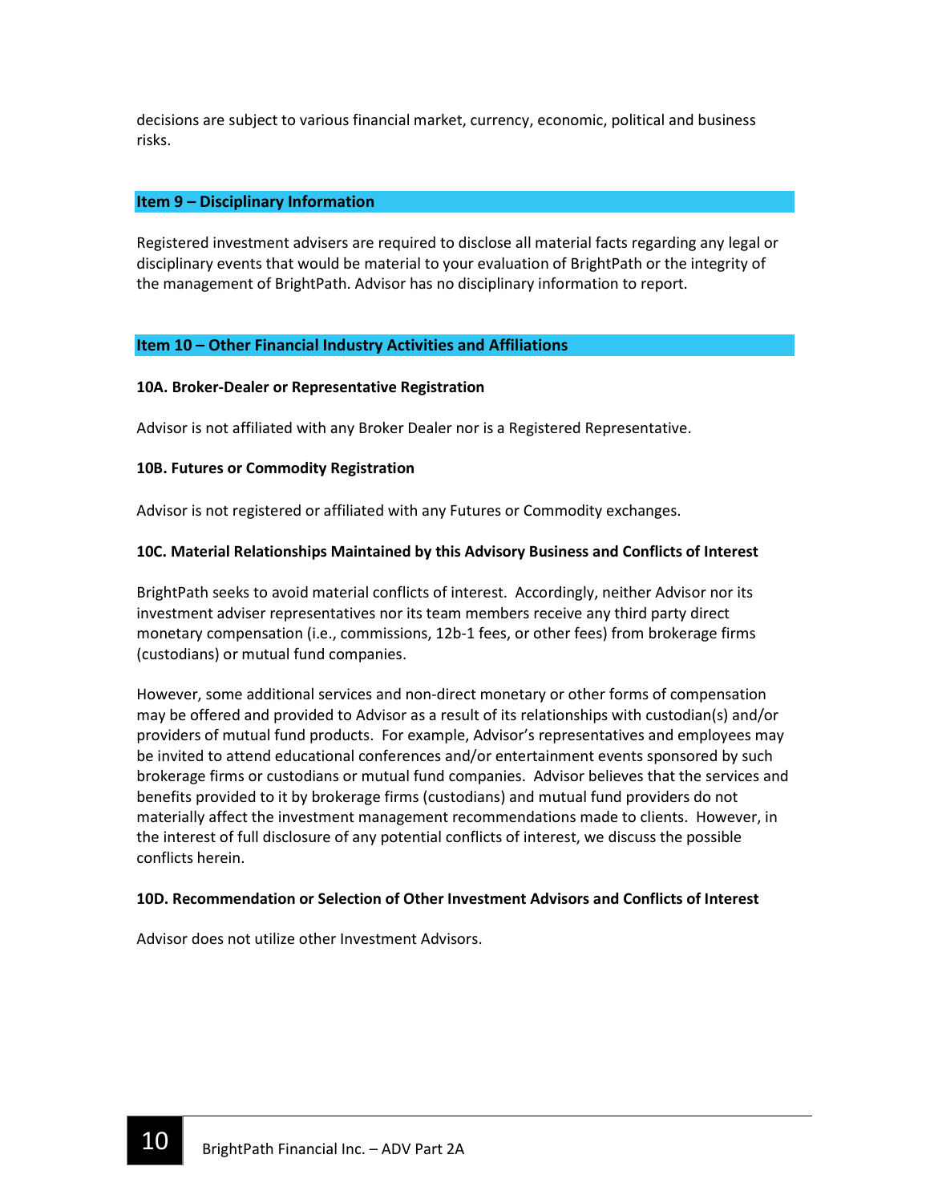decisions are subject to various financial market, currency, economic, political and business risks.

## Item 9 – Disciplinary Information

Registered investment advisers are required to disclose all material facts regarding any legal or disciplinary events that would be material to your evaluation of BrightPath or the integrity of the management of BrightPath. Advisor has no disciplinary information to report.

## Item 10 – Other Financial Industry Activities and Affiliations

### 10A. Broker-Dealer or Representative Registration

Advisor is not affiliated with any Broker Dealer nor is a Registered Representative.

### 10B. Futures or Commodity Registration

Advisor is not registered or affiliated with any Futures or Commodity exchanges.

### 10C. Material Relationships Maintained by this Advisory Business and Conflicts of Interest

BrightPath seeks to avoid material conflicts of interest. Accordingly, neither Advisor nor its investment adviser representatives nor its team members receive any third party direct monetary compensation (i.e., commissions, 12b-1 fees, or other fees) from brokerage firms (custodians) or mutual fund companies.

However, some additional services and non-direct monetary or other forms of compensation may be offered and provided to Advisor as a result of its relationships with custodian(s) and/or providers of mutual fund products. For example, Advisor's representatives and employees may be invited to attend educational conferences and/or entertainment events sponsored by such brokerage firms or custodians or mutual fund companies. Advisor believes that the services and benefits provided to it by brokerage firms (custodians) and mutual fund providers do not materially affect the investment management recommendations made to clients. However, in the interest of full disclosure of any potential conflicts of interest, we discuss the possible conflicts herein.

### 10D. Recommendation or Selection of Other Investment Advisors and Conflicts of Interest

Advisor does not utilize other Investment Advisors.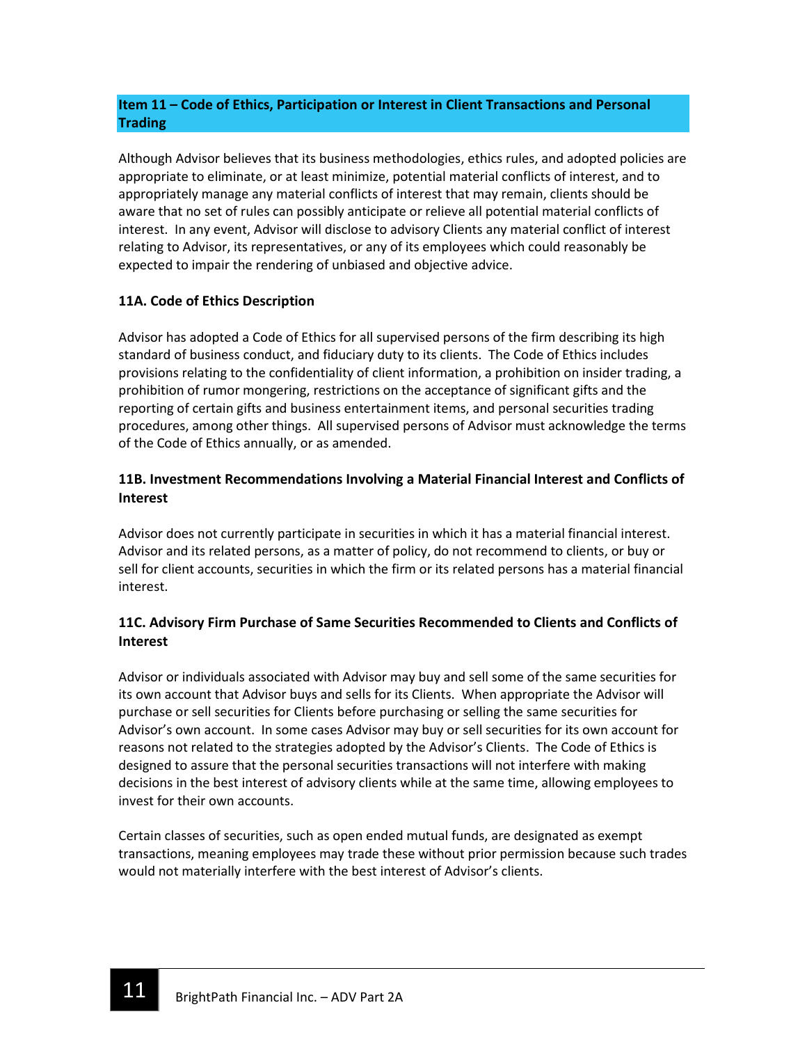## Item 11 – Code of Ethics, Participation or Interest in Client Transactions and Personal Trading

Although Advisor believes that its business methodologies, ethics rules, and adopted policies are appropriate to eliminate, or at least minimize, potential material conflicts of interest, and to appropriately manage any material conflicts of interest that may remain, clients should be aware that no set of rules can possibly anticipate or relieve all potential material conflicts of interest. In any event, Advisor will disclose to advisory Clients any material conflict of interest relating to Advisor, its representatives, or any of its employees which could reasonably be expected to impair the rendering of unbiased and objective advice.

### 11A. Code of Ethics Description

Advisor has adopted a Code of Ethics for all supervised persons of the firm describing its high standard of business conduct, and fiduciary duty to its clients. The Code of Ethics includes provisions relating to the confidentiality of client information, a prohibition on insider trading, a prohibition of rumor mongering, restrictions on the acceptance of significant gifts and the reporting of certain gifts and business entertainment items, and personal securities trading procedures, among other things. All supervised persons of Advisor must acknowledge the terms of the Code of Ethics annually, or as amended.

### 11B. Investment Recommendations Involving a Material Financial Interest and Conflicts of Interest

Advisor does not currently participate in securities in which it has a material financial interest. Advisor and its related persons, as a matter of policy, do not recommend to clients, or buy or sell for client accounts, securities in which the firm or its related persons has a material financial interest.

### 11C. Advisory Firm Purchase of Same Securities Recommended to Clients and Conflicts of Interest

Advisor or individuals associated with Advisor may buy and sell some of the same securities for its own account that Advisor buys and sells for its Clients. When appropriate the Advisor will purchase or sell securities for Clients before purchasing or selling the same securities for Advisor's own account. In some cases Advisor may buy or sell securities for its own account for reasons not related to the strategies adopted by the Advisor's Clients. The Code of Ethics is designed to assure that the personal securities transactions will not interfere with making decisions in the best interest of advisory clients while at the same time, allowing employees to invest for their own accounts.

Certain classes of securities, such as open ended mutual funds, are designated as exempt transactions, meaning employees may trade these without prior permission because such trades would not materially interfere with the best interest of Advisor's clients.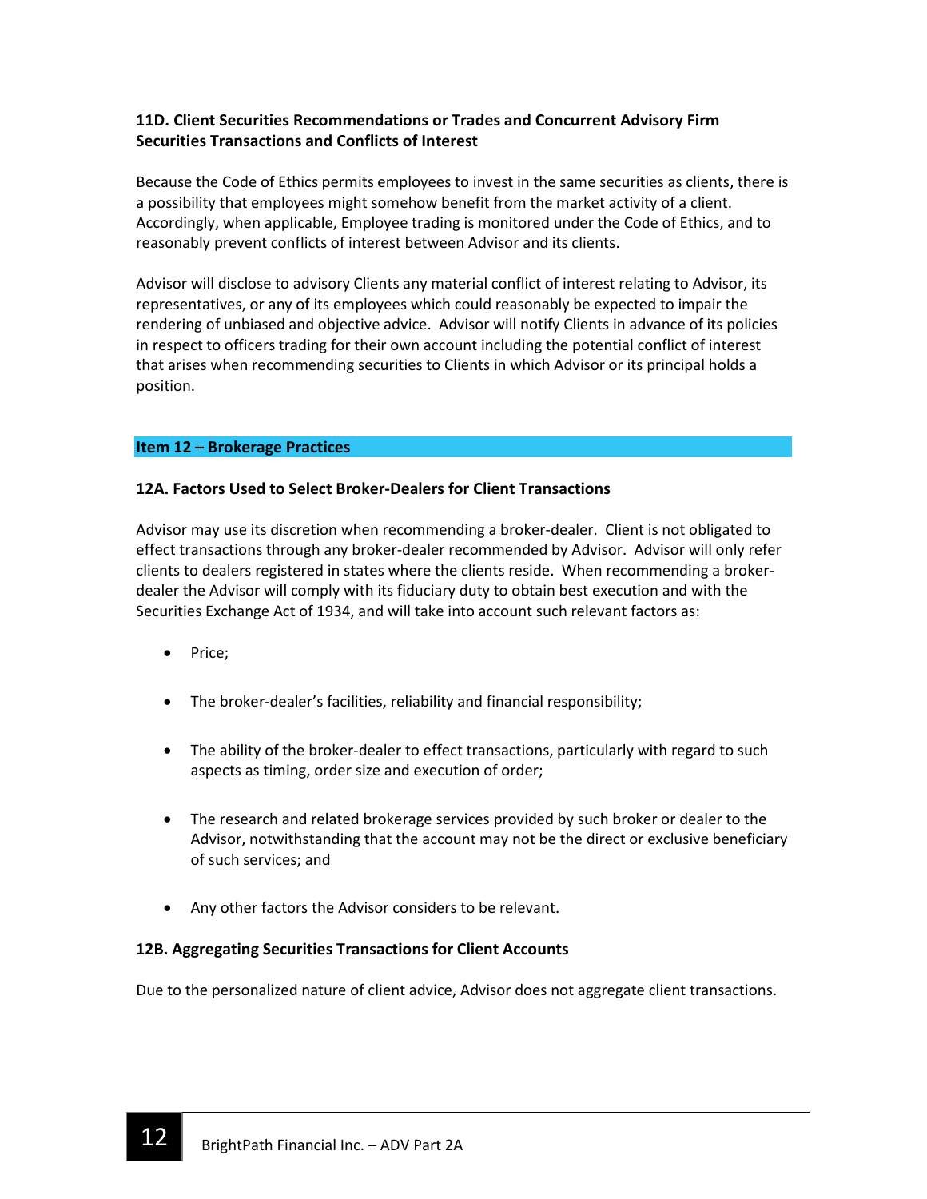### 11D. Client Securities Recommendations or Trades and Concurrent Advisory Firm Securities Transactions and Conflicts of Interest

Because the Code of Ethics permits employees to invest in the same securities as clients, there is a possibility that employees might somehow benefit from the market activity of a client. Accordingly, when applicable, Employee trading is monitored under the Code of Ethics, and to reasonably prevent conflicts of interest between Advisor and its clients.

Advisor will disclose to advisory Clients any material conflict of interest relating to Advisor, its representatives, or any of its employees which could reasonably be expected to impair the rendering of unbiased and objective advice. Advisor will notify Clients in advance of its policies in respect to officers trading for their own account including the potential conflict of interest that arises when recommending securities to Clients in which Advisor or its principal holds a position.

## Item 12 – Brokerage Practices

### 12A. Factors Used to Select Broker-Dealers for Client Transactions

Advisor may use its discretion when recommending a broker-dealer. Client is not obligated to effect transactions through any broker-dealer recommended by Advisor. Advisor will only refer clients to dealers registered in states where the clients reside. When recommending a broker-dealer the Advisor will comply with its fiduciary duty to obtain best execution and with the Securities Exchange Act of 1934, and will take into account such relevant factors as:

- Price;
- The broker-dealer's facilities, reliability and financial responsibility;
- The ability of the broker-dealer to effect transactions, particularly with regard to such aspects as timing, order size and execution of order;
- The research and related brokerage services provided by such broker or dealer to the Advisor, notwithstanding that the account may not be the direct or exclusive beneficiary of such services; and
- Any other factors the Advisor considers to be relevant.

### 12B. Aggregating Securities Transactions for Client Accounts

Due to the personalized nature of client advice, Advisor does not aggregate client transactions.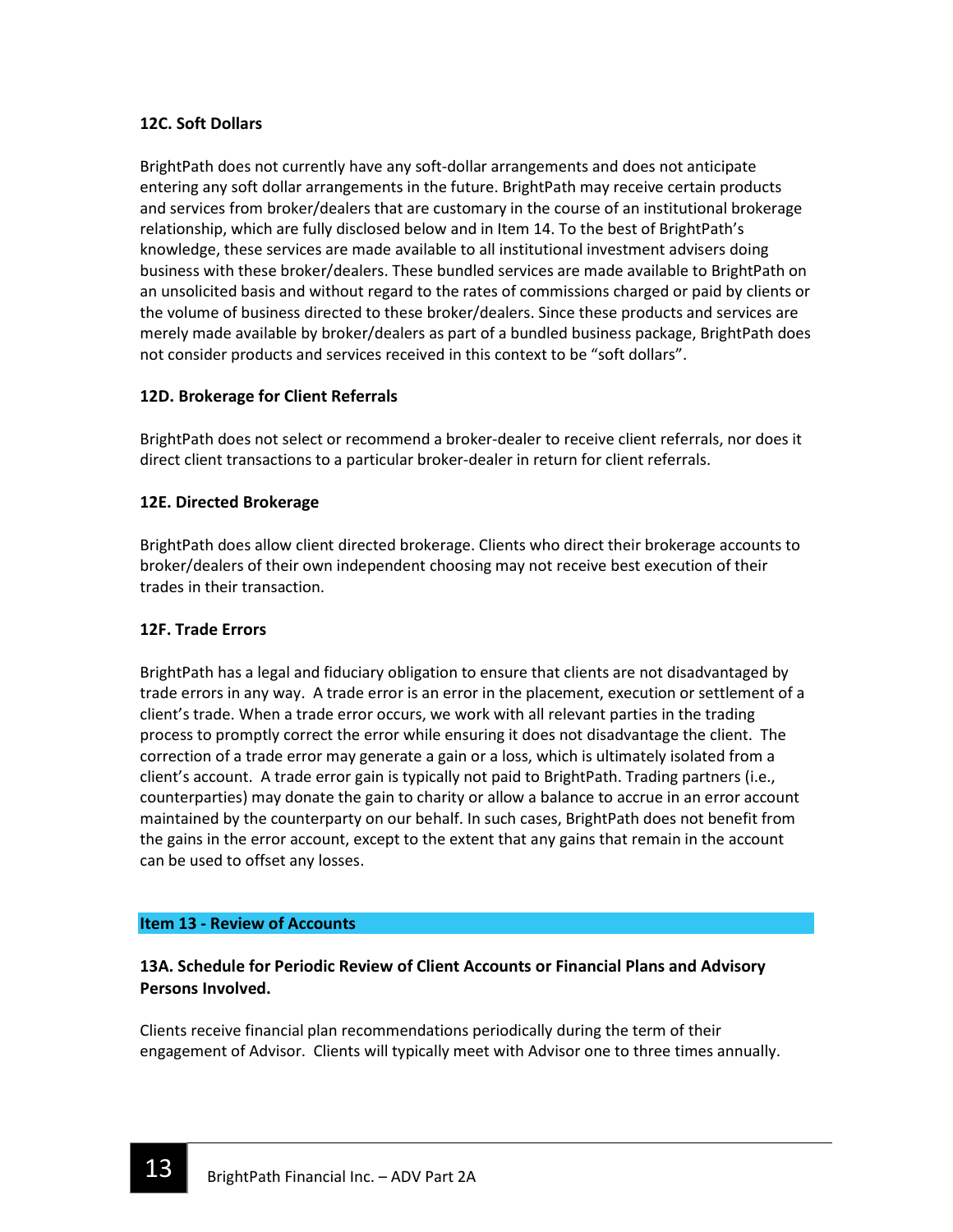### 12C. Soft Dollars

BrightPath does not currently have any soft-dollar arrangements and does not anticipate entering any soft dollar arrangements in the future. BrightPath may receive certain products and services from broker/dealers that are customary in the course of an institutional brokerage relationship, which are fully disclosed below and in Item 14. To the best of BrightPath's knowledge, these services are made available to all institutional investment advisers doing business with these broker/dealers. These bundled services are made available to BrightPath on an unsolicited basis and without regard to the rates of commissions charged or paid by clients or the volume of business directed to these broker/dealers. Since these products and services are merely made available by broker/dealers as part of a bundled business package, BrightPath does not consider products and services received in this context to be "soft dollars".

### 12D. Brokerage for Client Referrals

BrightPath does not select or recommend a broker-dealer to receive client referrals, nor does it direct client transactions to a particular broker-dealer in return for client referrals.

### 12E. Directed Brokerage

BrightPath does allow client directed brokerage. Clients who direct their brokerage accounts to broker/dealers of their own independent choosing may not receive best execution of their trades in their transaction.

### 12F. Trade Errors

BrightPath has a legal and fiduciary obligation to ensure that clients are not disadvantaged by trade errors in any way. A trade error is an error in the placement, execution or settlement of a client's trade. When a trade error occurs, we work with all relevant parties in the trading process to promptly correct the error while ensuring it does not disadvantage the client. The correction of a trade error may generate a gain or a loss, which is ultimately isolated from a client's account. A trade error gain is typically not paid to BrightPath. Trading partners (i.e., counterparties) may donate the gain to charity or allow a balance to accrue in an error account maintained by the counterparty on our behalf. In such cases, BrightPath does not benefit from the gains in the error account, except to the extent that any gains that remain in the account can be used to offset any losses.

## Item 13 - Review of Accounts

### 13A. Schedule for Periodic Review of Client Accounts or Financial Plans and Advisory Persons Involved.

Clients receive financial plan recommendations periodically during the term of their engagement of Advisor. Clients will typically meet with Advisor one to three times annually.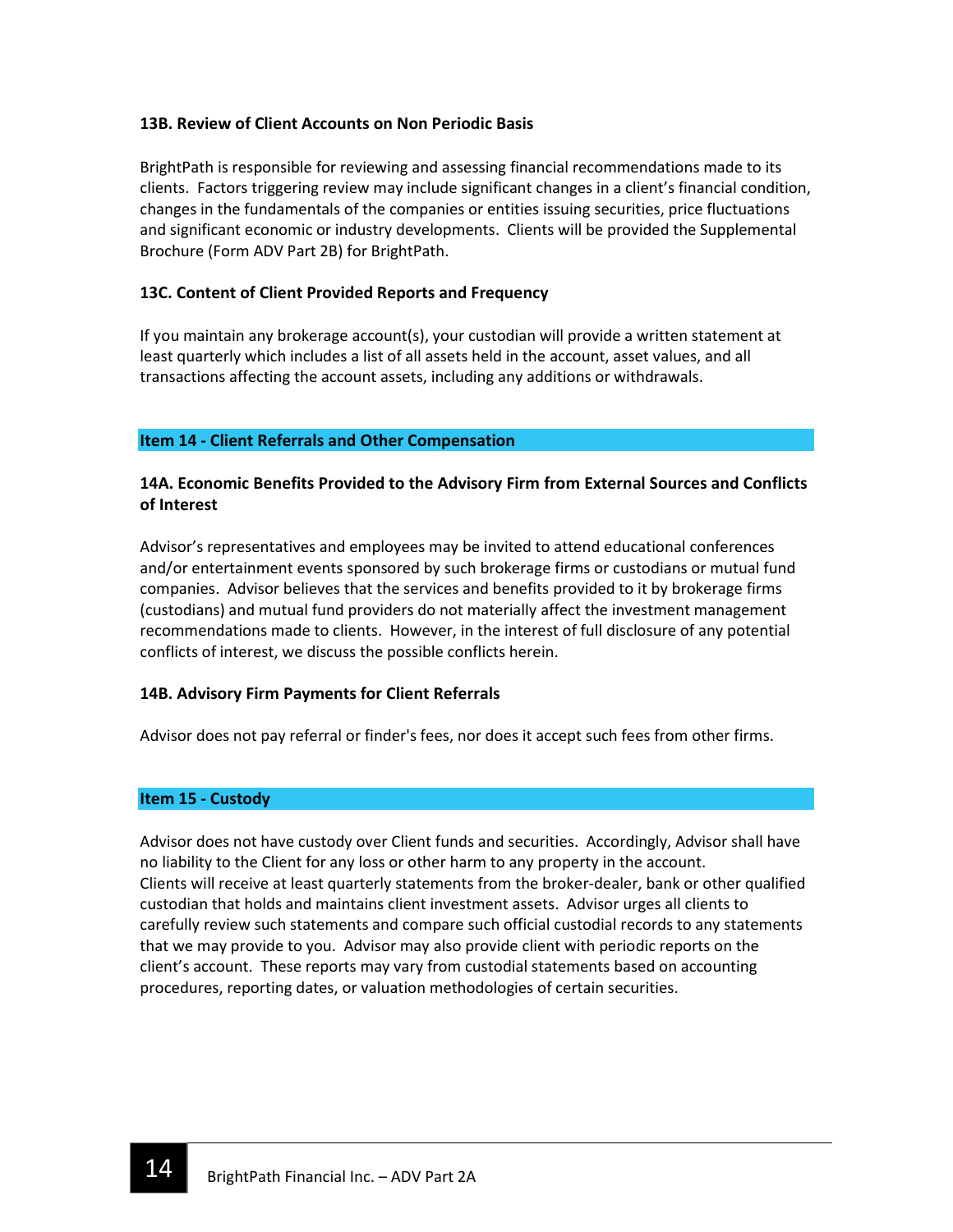### 13B. Review of Client Accounts on Non Periodic Basis

BrightPath is responsible for reviewing and assessing financial recommendations made to its clients. Factors triggering review may include significant changes in a client's financial condition, changes in the fundamentals of the companies or entities issuing securities, price fluctuations and significant economic or industry developments. Clients will be provided the Supplemental Brochure (Form ADV Part 2B) for BrightPath.

### 13C. Content of Client Provided Reports and Frequency

If you maintain any brokerage account(s), your custodian will provide a written statement at least quarterly which includes a list of all assets held in the account, asset values, and all transactions affecting the account assets, including any additions or withdrawals.

## Item 14 - Client Referrals and Other Compensation

### 14A. Economic Benefits Provided to the Advisory Firm from External Sources and Conflicts of Interest

Advisor's representatives and employees may be invited to attend educational conferences and/or entertainment events sponsored by such brokerage firms or custodians or mutual fund companies. Advisor believes that the services and benefits provided to it by brokerage firms (custodians) and mutual fund providers do not materially affect the investment management recommendations made to clients. However, in the interest of full disclosure of any potential conflicts of interest, we discuss the possible conflicts herein.

### 14B. Advisory Firm Payments for Client Referrals

Advisor does not pay referral or finder's fees, nor does it accept such fees from other firms.

## Item 15 - Custody

Advisor does not have custody over Client funds and securities. Accordingly, Advisor shall have no liability to the Client for any loss or other harm to any property in the account. Clients will receive at least quarterly statements from the broker-dealer, bank or other qualified custodian that holds and maintains client investment assets. Advisor urges all clients to carefully review such statements and compare such official custodial records to any statements that we may provide to you. Advisor may also provide client with periodic reports on the client's account. These reports may vary from custodial statements based on accounting procedures, reporting dates, or valuation methodologies of certain securities.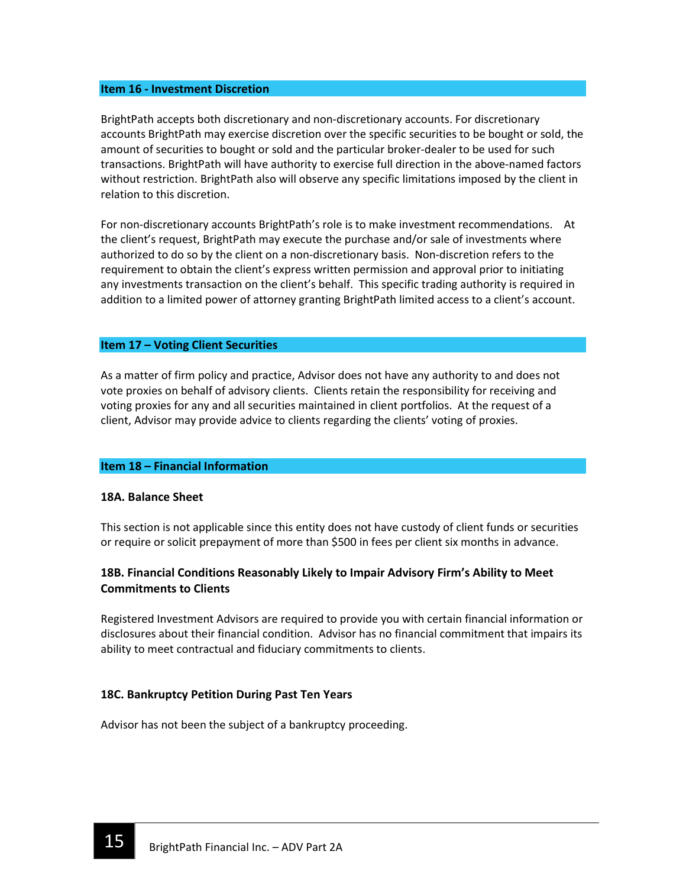## Item 16 - Investment Discretion

BrightPath accepts both discretionary and non-discretionary accounts. For discretionary accounts BrightPath may exercise discretion over the specific securities to be bought or sold, the amount of securities to bought or sold and the particular broker-dealer to be used for such transactions. BrightPath will have authority to exercise full direction in the above-named factors without restriction. BrightPath also will observe any specific limitations imposed by the client in relation to this discretion.

For non-discretionary accounts BrightPath's role is to make investment recommendations. At the client's request, BrightPath may execute the purchase and/or sale of investments where authorized to do so by the client on a non-discretionary basis. Non-discretion refers to the requirement to obtain the client's express written permission and approval prior to initiating any investments transaction on the client's behalf. This specific trading authority is required in addition to a limited power of attorney granting BrightPath limited access to a client's account.

## Item 17 – Voting Client Securities

As a matter of firm policy and practice, Advisor does not have any authority to and does not vote proxies on behalf of advisory clients. Clients retain the responsibility for receiving and voting proxies for any and all securities maintained in client portfolios. At the request of a client, Advisor may provide advice to clients regarding the clients' voting of proxies.

## Item 18 – Financial Information

### 18A. Balance Sheet

This section is not applicable since this entity does not have custody of client funds or securities or require or solicit prepayment of more than $500 in fees per client six months in advance.

### 18B. Financial Conditions Reasonably Likely to Impair Advisory Firm's Ability to Meet Commitments to Clients

Registered Investment Advisors are required to provide you with certain financial information or disclosures about their financial condition. Advisor has no financial commitment that impairs its ability to meet contractual and fiduciary commitments to clients.

### 18C. Bankruptcy Petition During Past Ten Years

Advisor has not been the subject of a bankruptcy proceeding.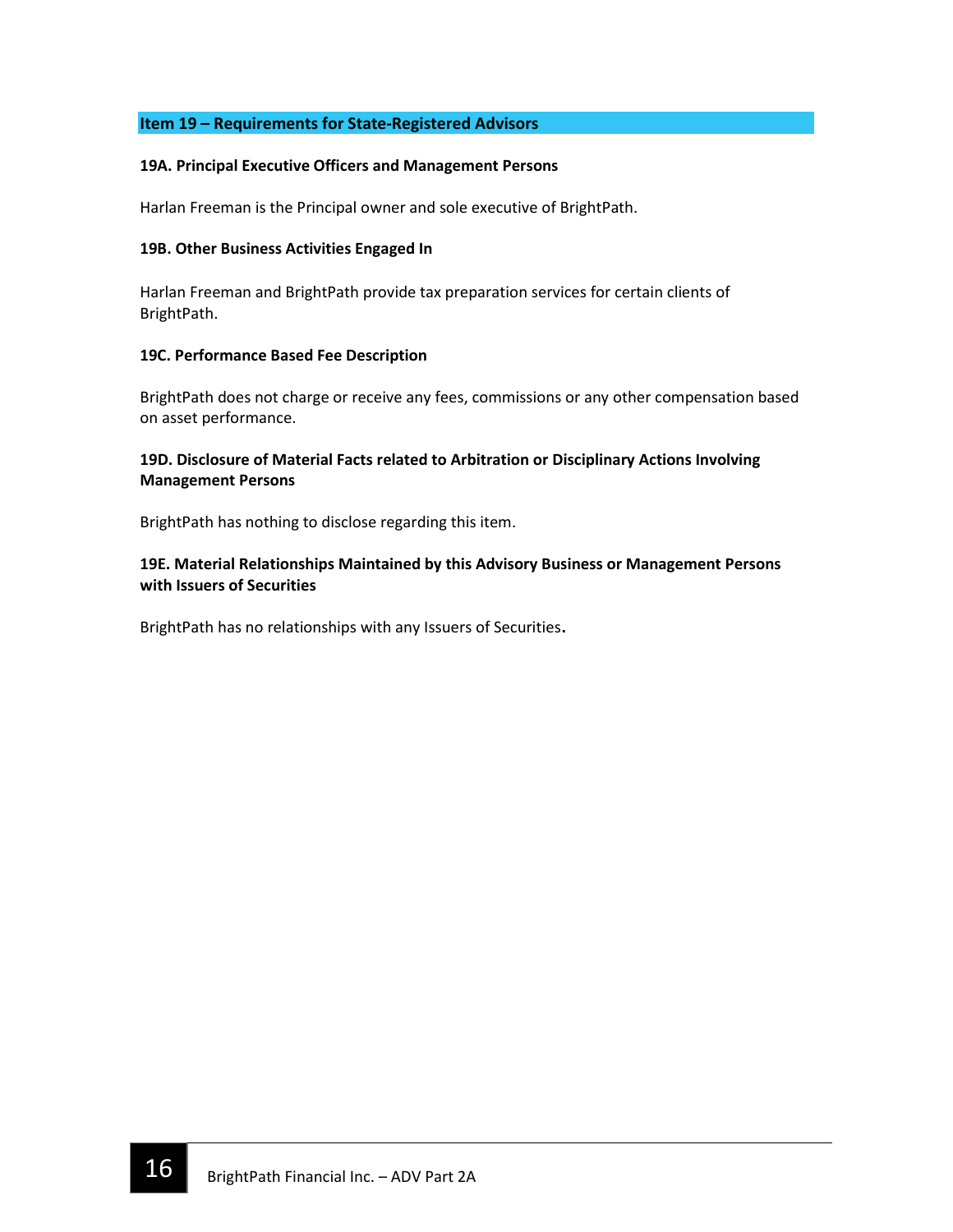## Item 19 – Requirements for State-Registered Advisors

### 19A. Principal Executive Officers and Management Persons

Harlan Freeman is the Principal owner and sole executive of BrightPath.

### 19B. Other Business Activities Engaged In

Harlan Freeman and BrightPath provide tax preparation services for certain clients of BrightPath.

### 19C. Performance Based Fee Description

BrightPath does not charge or receive any fees, commissions or any other compensation based on asset performance.

### 19D. Disclosure of Material Facts related to Arbitration or Disciplinary Actions Involving Management Persons

BrightPath has nothing to disclose regarding this item.

### 19E. Material Relationships Maintained by this Advisory Business or Management Persons with Issuers of Securities

BrightPath has no relationships with any Issuers of Securities.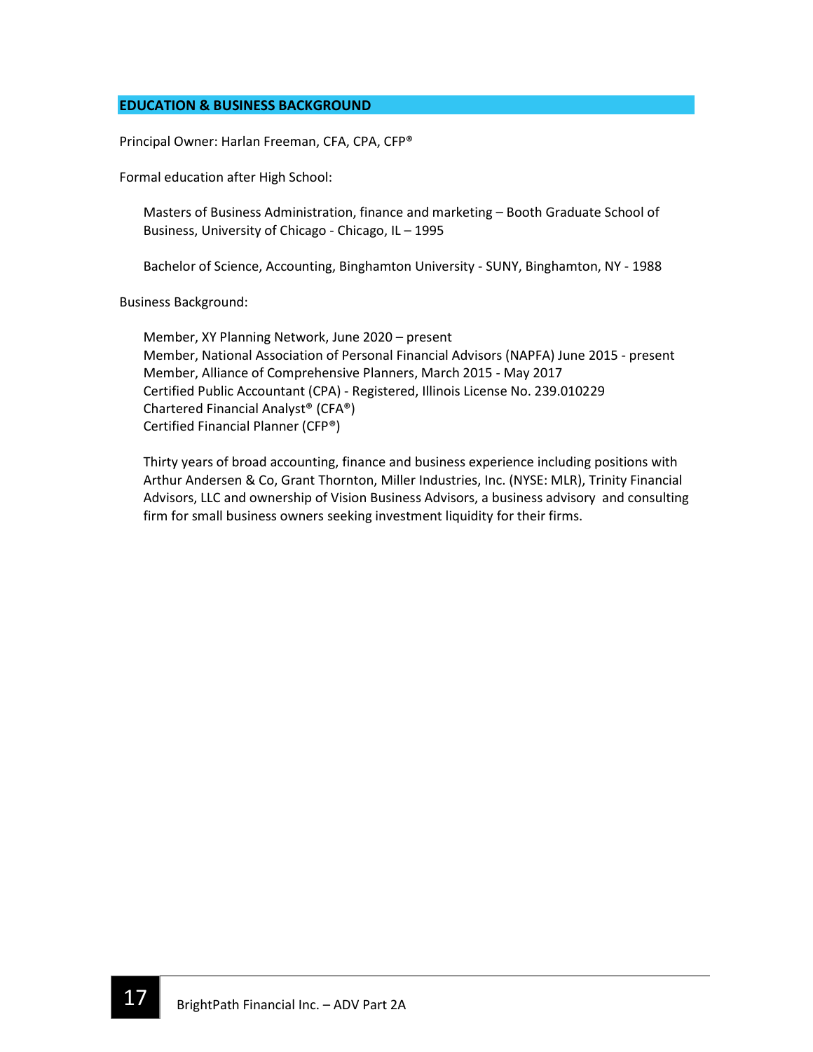## EDUCATION & BUSINESS BACKGROUND

Principal Owner: Harlan Freeman, CFA, CPA, CFP®

Formal education after High School:

Masters of Business Administration, finance and marketing – Booth Graduate School of Business, University of Chicago - Chicago, IL – 1995

Bachelor of Science, Accounting, Binghamton University - SUNY, Binghamton, NY - 1988

Business Background:

Member, XY Planning Network, June 2020 – present
Member, National Association of Personal Financial Advisors (NAPFA) June 2015 - present
Member, Alliance of Comprehensive Planners, March 2015 - May 2017
Certified Public Accountant (CPA) - Registered, Illinois License No. 239.010229
Chartered Financial Analyst® (CFA®)
Certified Financial Planner (CFP®)

Thirty years of broad accounting, finance and business experience including positions with Arthur Andersen & Co, Grant Thornton, Miller Industries, Inc. (NYSE: MLR), Trinity Financial Advisors, LLC and ownership of Vision Business Advisors, a business advisory and consulting firm for small business owners seeking investment liquidity for their firms.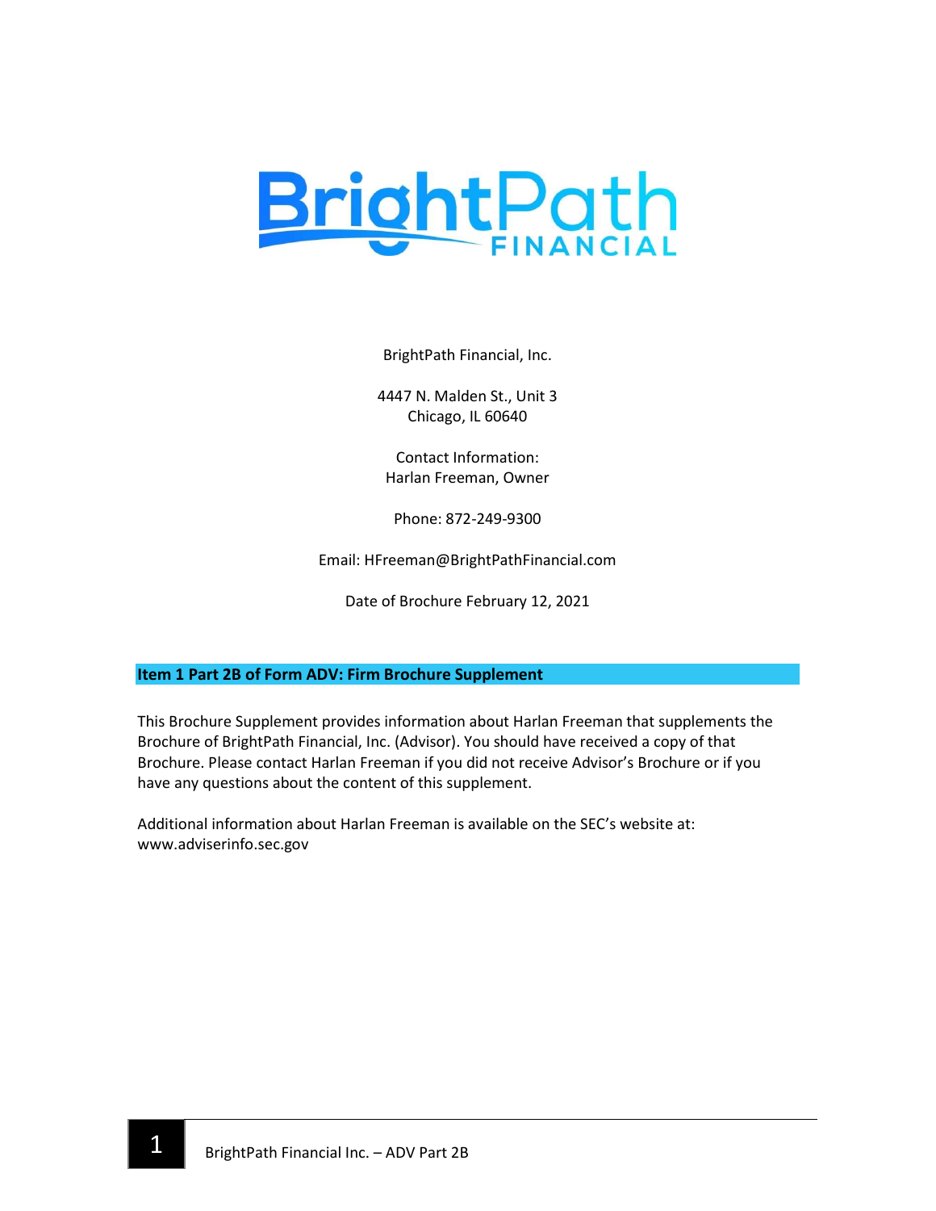BrightPath Financial, Inc.

4447 N. Malden St., Unit 3
Chicago, IL 60640

Contact Information:
Harlan Freeman, Owner

Phone: 872-249-9300

Email: HFreeman@BrightPathFinancial.com

Date of Brochure February 12, 2021

## Item 1 Part 2B of Form ADV: Firm Brochure Supplement

This Brochure Supplement provides information about Harlan Freeman that supplements the Brochure of BrightPath Financial, Inc. (Advisor). You should have received a copy of that Brochure. Please contact Harlan Freeman if you did not receive Advisor's Brochure or if you have any questions about the content of this supplement.

Additional information about Harlan Freeman is available on the SEC's website at: www.adviserinfo.sec.gov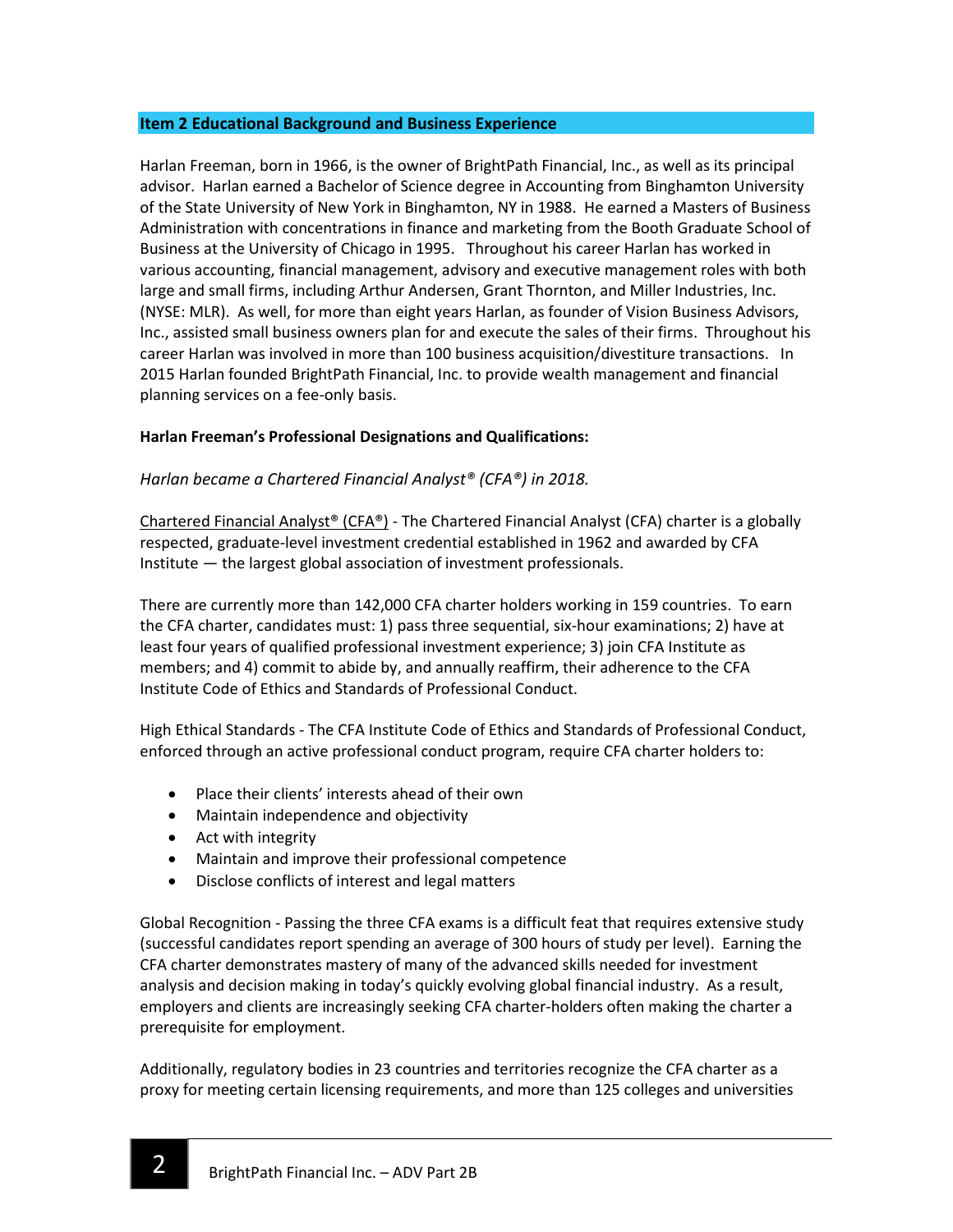## Item 2 Educational Background and Business Experience

Harlan Freeman, born in 1966, is the owner of BrightPath Financial, Inc., as well as its principal advisor. Harlan earned a Bachelor of Science degree in Accounting from Binghamton University of the State University of New York in Binghamton, NY in 1988. He earned a Masters of Business Administration with concentrations in finance and marketing from the Booth Graduate School of Business at the University of Chicago in 1995. Throughout his career Harlan has worked in various accounting, financial management, advisory and executive management roles with both large and small firms, including Arthur Andersen, Grant Thornton, and Miller Industries, Inc. (NYSE: MLR). As well, for more than eight years Harlan, as founder of Vision Business Advisors, Inc., assisted small business owners plan for and execute the sales of their firms. Throughout his career Harlan was involved in more than 100 business acquisition/divestiture transactions. In 2015 Harlan founded BrightPath Financial, Inc. to provide wealth management and financial planning services on a fee-only basis.

**Harlan Freeman's Professional Designations and Qualifications:**

*Harlan became a Chartered Financial Analyst® (CFA®) in 2018.*

Chartered Financial Analyst® (CFA®) - The Chartered Financial Analyst (CFA) charter is a globally respected, graduate-level investment credential established in 1962 and awarded by CFA Institute — the largest global association of investment professionals.

There are currently more than 142,000 CFA charter holders working in 159 countries. To earn the CFA charter, candidates must: 1) pass three sequential, six-hour examinations; 2) have at least four years of qualified professional investment experience; 3) join CFA Institute as members; and 4) commit to abide by, and annually reaffirm, their adherence to the CFA Institute Code of Ethics and Standards of Professional Conduct.

High Ethical Standards - The CFA Institute Code of Ethics and Standards of Professional Conduct, enforced through an active professional conduct program, require CFA charter holders to:

- Place their clients' interests ahead of their own
- Maintain independence and objectivity
- Act with integrity
- Maintain and improve their professional competence
- Disclose conflicts of interest and legal matters

Global Recognition - Passing the three CFA exams is a difficult feat that requires extensive study (successful candidates report spending an average of 300 hours of study per level). Earning the CFA charter demonstrates mastery of many of the advanced skills needed for investment analysis and decision making in today's quickly evolving global financial industry. As a result, employers and clients are increasingly seeking CFA charter-holders often making the charter a prerequisite for employment.

Additionally, regulatory bodies in 23 countries and territories recognize the CFA charter as a proxy for meeting certain licensing requirements, and more than 125 colleges and universities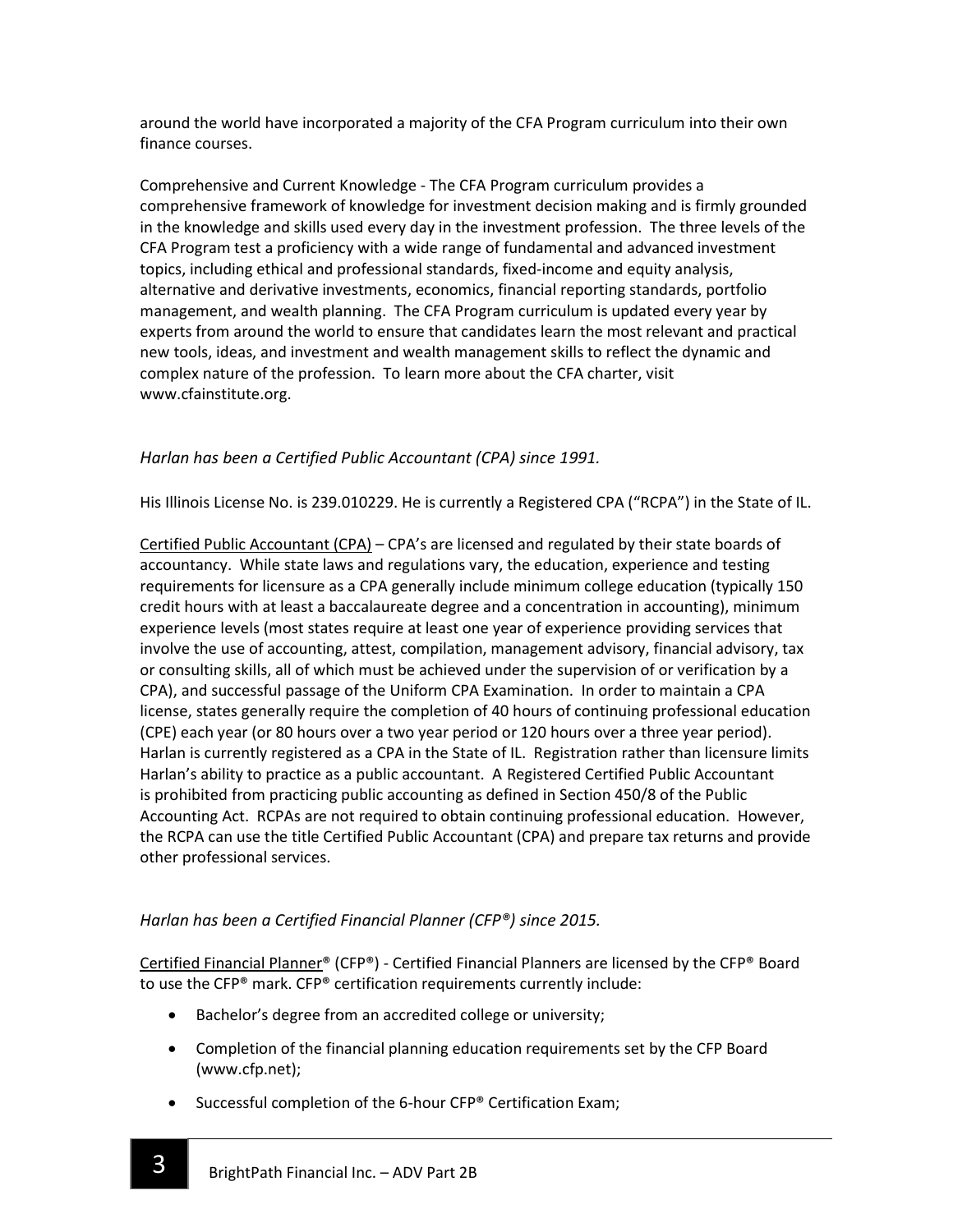around the world have incorporated a majority of the CFA Program curriculum into their own finance courses.

Comprehensive and Current Knowledge - The CFA Program curriculum provides a comprehensive framework of knowledge for investment decision making and is firmly grounded in the knowledge and skills used every day in the investment profession. The three levels of the CFA Program test a proficiency with a wide range of fundamental and advanced investment topics, including ethical and professional standards, fixed-income and equity analysis, alternative and derivative investments, economics, financial reporting standards, portfolio management, and wealth planning. The CFA Program curriculum is updated every year by experts from around the world to ensure that candidates learn the most relevant and practical new tools, ideas, and investment and wealth management skills to reflect the dynamic and complex nature of the profession. To learn more about the CFA charter, visit www.cfainstitute.org.

*Harlan has been a Certified Public Accountant (CPA) since 1991.*

His Illinois License No. is 239.010229. He is currently a Registered CPA ("RCPA") in the State of IL.

Certified Public Accountant (CPA) – CPA's are licensed and regulated by their state boards of accountancy. While state laws and regulations vary, the education, experience and testing requirements for licensure as a CPA generally include minimum college education (typically 150 credit hours with at least a baccalaureate degree and a concentration in accounting), minimum experience levels (most states require at least one year of experience providing services that involve the use of accounting, attest, compilation, management advisory, financial advisory, tax or consulting skills, all of which must be achieved under the supervision of or verification by a CPA), and successful passage of the Uniform CPA Examination. In order to maintain a CPA license, states generally require the completion of 40 hours of continuing professional education (CPE) each year (or 80 hours over a two year period or 120 hours over a three year period). Harlan is currently registered as a CPA in the State of IL. Registration rather than licensure limits Harlan's ability to practice as a public accountant. A Registered Certified Public Accountant is prohibited from practicing public accounting as defined in Section 450/8 of the Public Accounting Act. RCPAs are not required to obtain continuing professional education. However, the RCPA can use the title Certified Public Accountant (CPA) and prepare tax returns and provide other professional services.

*Harlan has been a Certified Financial Planner (CFP®) since 2015.*

Certified Financial Planner® (CFP®) - Certified Financial Planners are licensed by the CFP® Board to use the CFP® mark. CFP® certification requirements currently include:

- Bachelor's degree from an accredited college or university;
- Completion of the financial planning education requirements set by the CFP Board (www.cfp.net);
- Successful completion of the 6-hour CFP® Certification Exam;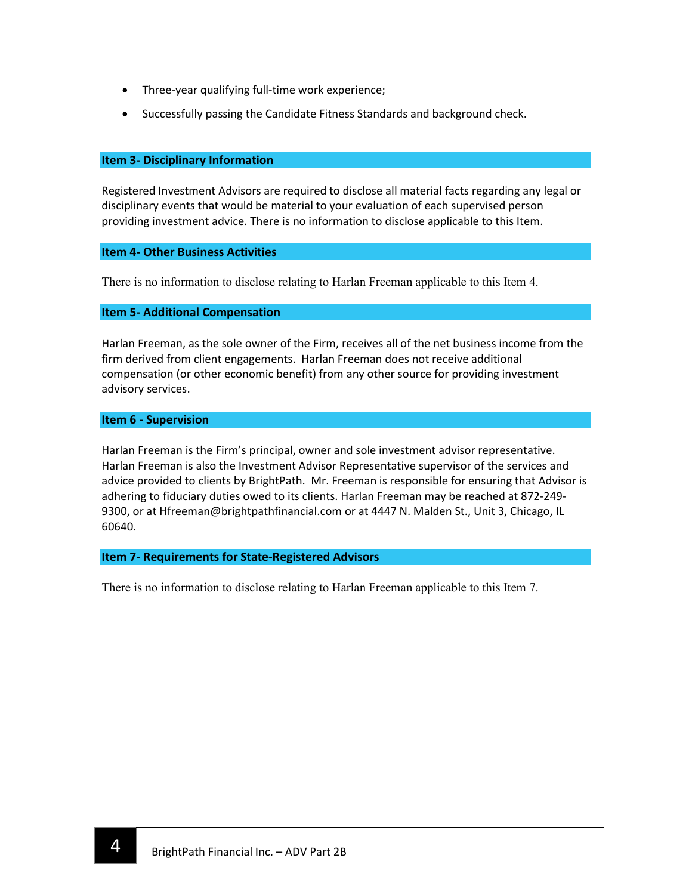- Three-year qualifying full-time work experience;
- Successfully passing the Candidate Fitness Standards and background check.

## Item 3- Disciplinary Information

Registered Investment Advisors are required to disclose all material facts regarding any legal or disciplinary events that would be material to your evaluation of each supervised person providing investment advice. There is no information to disclose applicable to this Item.

## Item 4- Other Business Activities

There is no information to disclose relating to Harlan Freeman applicable to this Item 4.

## Item 5- Additional Compensation

Harlan Freeman, as the sole owner of the Firm, receives all of the net business income from the firm derived from client engagements. Harlan Freeman does not receive additional compensation (or other economic benefit) from any other source for providing investment advisory services.

## Item 6 - Supervision

Harlan Freeman is the Firm's principal, owner and sole investment advisor representative. Harlan Freeman is also the Investment Advisor Representative supervisor of the services and advice provided to clients by BrightPath. Mr. Freeman is responsible for ensuring that Advisor is adhering to fiduciary duties owed to its clients. Harlan Freeman may be reached at 872-249-9300, or at Hfreeman@brightpathfinancial.com or at 4447 N. Malden St., Unit 3, Chicago, IL 60640.

## Item 7- Requirements for State-Registered Advisors

There is no information to disclose relating to Harlan Freeman applicable to this Item 7.